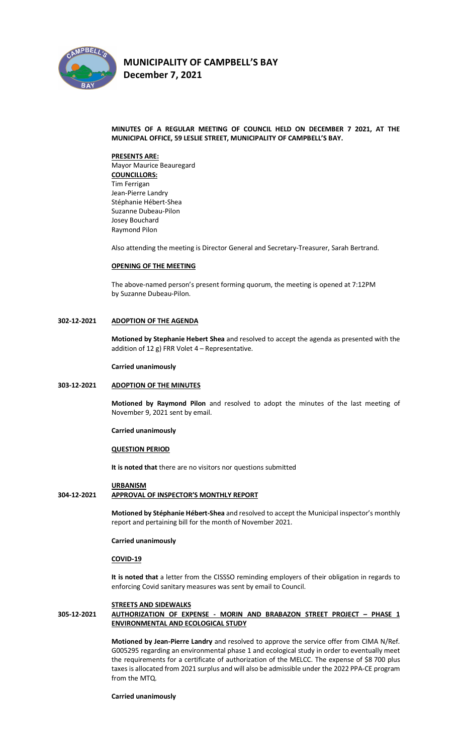# MUNICIPALITY OF CAMPBELL'S BAY
## December 7, 2021

**MINUTES OF A REGULAR MEETING OF COUNCIL HELD ON DECEMBER 7 2021, AT THE MUNICIPAL OFFICE, 59 LESLIE STREET, MUNICIPALITY OF CAMPBELL'S BAY.**

**PRESENTS ARE:**
Mayor Maurice Beauregard
**COUNCILLORS:**
Tim Ferrigan
Jean-Pierre Landry
Stéphanie Hébert-Shea
Suzanne Dubeau-Pilon
Josey Bouchard
Raymond Pilon

Also attending the meeting is Director General and Secretary-Treasurer, Sarah Bertrand.

**OPENING OF THE MEETING**

The above-named person's present forming quorum, the meeting is opened at 7:12PM by Suzanne Dubeau-Pilon.

**302-12-2021 ADOPTION OF THE AGENDA**

**Motioned by Stephanie Hebert Shea** and resolved to accept the agenda as presented with the addition of 12 g) FRR Volet 4 – Representative.

**Carried unanimously**

**303-12-2021 ADOPTION OF THE MINUTES**

**Motioned by Raymond Pilon** and resolved to adopt the minutes of the last meeting of November 9, 2021 sent by email.

**Carried unanimously**

**QUESTION PERIOD**

**It is noted that** there are no visitors nor questions submitted

**URBANISM**

**304-12-2021 APPROVAL OF INSPECTOR'S MONTHLY REPORT**

**Motioned by Stéphanie Hébert-Shea** and resolved to accept the Municipal inspector's monthly report and pertaining bill for the month of November 2021.

**Carried unanimously**

**COVID-19**

**It is noted that** a letter from the CISSSO reminding employers of their obligation in regards to enforcing Covid sanitary measures was sent by email to Council.

**STREETS AND SIDEWALKS**

**305-12-2021 AUTHORIZATION OF EXPENSE - MORIN AND BRABAZON STREET PROJECT – PHASE 1 ENVIRONMENTAL AND ECOLOGICAL STUDY**

**Motioned by Jean-Pierre Landry** and resolved to approve the service offer from CIMA N/Ref. G005295 regarding an environmental phase 1 and ecological study in order to eventually meet the requirements for a certificate of authorization of the MELCC. The expense of $8 700 plus taxes is allocated from 2021 surplus and will also be admissible under the 2022 PPA-CE program from the MTQ.

**Carried unanimously**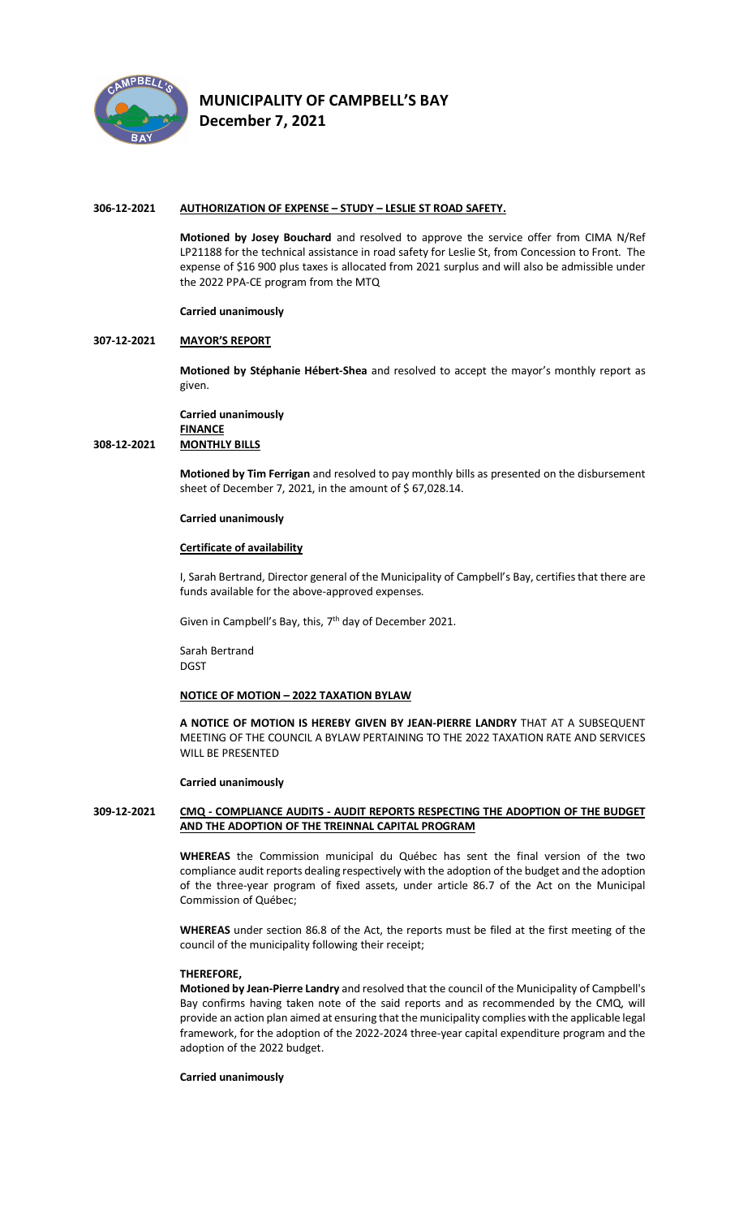**MUNICIPALITY OF CAMPBELL'S BAY**
**December 7, 2021**

**306-12-2021 AUTHORIZATION OF EXPENSE – STUDY – LESLIE ST ROAD SAFETY.**

**Motioned by Josey Bouchard** and resolved to approve the service offer from CIMA N/Ref LP21188 for the technical assistance in road safety for Leslie St, from Concession to Front. The expense of $16 900 plus taxes is allocated from 2021 surplus and will also be admissible under the 2022 PPA-CE program from the MTQ

**Carried unanimously**

**307-12-2021 MAYOR'S REPORT**

**Motioned by Stéphanie Hébert-Shea** and resolved to accept the mayor's monthly report as given.

**Carried unanimously**

**FINANCE**

**308-12-2021 MONTHLY BILLS**

**Motioned by Tim Ferrigan** and resolved to pay monthly bills as presented on the disbursement sheet of December 7, 2021, in the amount of $ 67,028.14.

**Carried unanimously**

**Certificate of availability**

I, Sarah Bertrand, Director general of the Municipality of Campbell's Bay, certifies that there are funds available for the above-approved expenses.

Given in Campbell's Bay, this, 7th day of December 2021.

Sarah Bertrand
DGST

**NOTICE OF MOTION – 2022 TAXATION BYLAW**

**A NOTICE OF MOTION IS HEREBY GIVEN BY JEAN-PIERRE LANDRY** THAT AT A SUBSEQUENT MEETING OF THE COUNCIL A BYLAW PERTAINING TO THE 2022 TAXATION RATE AND SERVICES WILL BE PRESENTED

**Carried unanimously**

**309-12-2021 CMQ - COMPLIANCE AUDITS - AUDIT REPORTS RESPECTING THE ADOPTION OF THE BUDGET AND THE ADOPTION OF THE TREINNAL CAPITAL PROGRAM**

**WHEREAS** the Commission municipal du Québec has sent the final version of the two compliance audit reports dealing respectively with the adoption of the budget and the adoption of the three-year program of fixed assets, under article 86.7 of the Act on the Municipal Commission of Québec;

**WHEREAS** under section 86.8 of the Act, the reports must be filed at the first meeting of the council of the municipality following their receipt;

**THEREFORE,**
**Motioned by Jean-Pierre Landry** and resolved that the council of the Municipality of Campbell's Bay confirms having taken note of the said reports and as recommended by the CMQ, will provide an action plan aimed at ensuring that the municipality complies with the applicable legal framework, for the adoption of the 2022-2024 three-year capital expenditure program and the adoption of the 2022 budget.

**Carried unanimously**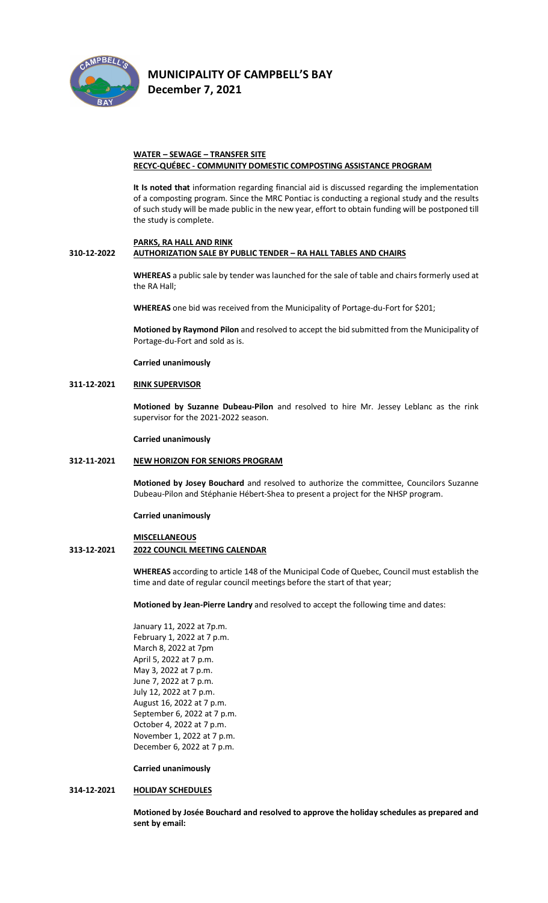# MUNICIPALITY OF CAMPBELL'S BAY
## December 7, 2021

**WATER – SEWAGE – TRANSFER SITE**
**RECYC-QUÉBEC - COMMUNITY DOMESTIC COMPOSTING ASSISTANCE PROGRAM**

**It Is noted that** information regarding financial aid is discussed regarding the implementation of a composting program. Since the MRC Pontiac is conducting a regional study and the results of such study will be made public in the new year, effort to obtain funding will be postponed till the study is complete.

**PARKS, RA HALL AND RINK**

**310-12-2022 AUTHORIZATION SALE BY PUBLIC TENDER – RA HALL TABLES AND CHAIRS**

**WHEREAS** a public sale by tender was launched for the sale of table and chairs formerly used at the RA Hall;

**WHEREAS** one bid was received from the Municipality of Portage-du-Fort for $201;

**Motioned by Raymond Pilon** and resolved to accept the bid submitted from the Municipality of Portage-du-Fort and sold as is.

**Carried unanimously**

**311-12-2021 RINK SUPERVISOR**

**Motioned by Suzanne Dubeau-Pilon** and resolved to hire Mr. Jessey Leblanc as the rink supervisor for the 2021-2022 season.

**Carried unanimously**

**312-11-2021 NEW HORIZON FOR SENIORS PROGRAM**

**Motioned by Josey Bouchard** and resolved to authorize the committee, Councilors Suzanne Dubeau-Pilon and Stéphanie Hébert-Shea to present a project for the NHSP program.

**Carried unanimously**

**MISCELLANEOUS**

**313-12-2021 2022 COUNCIL MEETING CALENDAR**

**WHEREAS** according to article 148 of the Municipal Code of Quebec, Council must establish the time and date of regular council meetings before the start of that year;

**Motioned by Jean-Pierre Landry** and resolved to accept the following time and dates:

January 11, 2022 at 7p.m.
February 1, 2022 at 7 p.m.
March 8, 2022 at 7pm
April 5, 2022 at 7 p.m.
May 3, 2022 at 7 p.m.
June 7, 2022 at 7 p.m.
July 12, 2022 at 7 p.m.
August 16, 2022 at 7 p.m.
September 6, 2022 at 7 p.m.
October 4, 2022 at 7 p.m.
November 1, 2022 at 7 p.m.
December 6, 2022 at 7 p.m.

**Carried unanimously**

**314-12-2021 HOLIDAY SCHEDULES**

**Motioned by Josée Bouchard and resolved to approve the holiday schedules as prepared and sent by email:**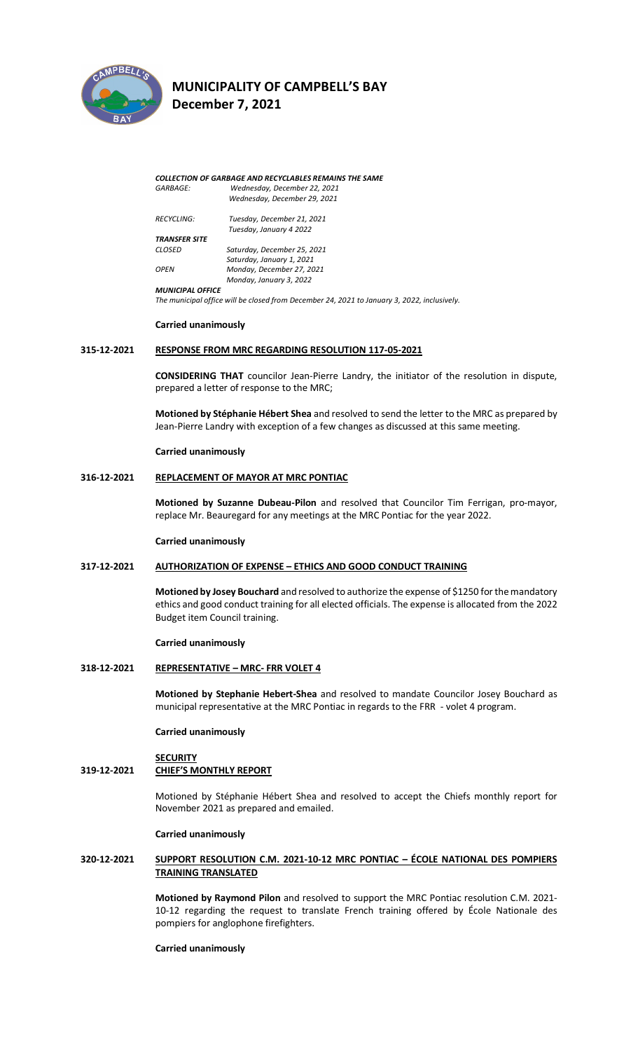# MUNICIPALITY OF CAMPBELL'S BAY
## December 7, 2021

***COLLECTION OF GARBAGE AND RECYCLABLES REMAINS THE SAME***

| | |
|---|---|
| *GARBAGE:* | *Wednesday, December 22, 2021* |
| | *Wednesday, December 29, 2021* |
| *RECYCLING:* | *Tuesday, December 21, 2021* |
| | *Tuesday, January 4 2022* |
| ***TRANSFER SITE*** | |
| *CLOSED* | *Saturday, December 25, 2021* |
| | *Saturday, January 1, 2021* |
| *OPEN* | *Monday, December 27, 2021* |
| | *Monday, January 3, 2022* |

***MUNICIPAL OFFICE***

*The municipal office will be closed from December 24, 2021 to January 3, 2022, inclusively.*

**Carried unanimously**

**315-12-2021 RESPONSE FROM MRC REGARDING RESOLUTION 117-05-2021**

**CONSIDERING THAT** councilor Jean-Pierre Landry, the initiator of the resolution in dispute, prepared a letter of response to the MRC;

**Motioned by Stéphanie Hébert Shea** and resolved to send the letter to the MRC as prepared by Jean-Pierre Landry with exception of a few changes as discussed at this same meeting.

**Carried unanimously**

**316-12-2021 REPLACEMENT OF MAYOR AT MRC PONTIAC**

**Motioned by Suzanne Dubeau-Pilon** and resolved that Councilor Tim Ferrigan, pro-mayor, replace Mr. Beauregard for any meetings at the MRC Pontiac for the year 2022.

**Carried unanimously**

**317-12-2021 AUTHORIZATION OF EXPENSE – ETHICS AND GOOD CONDUCT TRAINING**

**Motioned by Josey Bouchard** and resolved to authorize the expense of $1250 for the mandatory ethics and good conduct training for all elected officials. The expense is allocated from the 2022 Budget item Council training.

**Carried unanimously**

**318-12-2021 REPRESENTATIVE – MRC- FRR VOLET 4**

**Motioned by Stephanie Hebert-Shea** and resolved to mandate Councilor Josey Bouchard as municipal representative at the MRC Pontiac in regards to the FRR - volet 4 program.

**Carried unanimously**

**SECURITY**

**319-12-2021 CHIEF'S MONTHLY REPORT**

Motioned by Stéphanie Hébert Shea and resolved to accept the Chiefs monthly report for November 2021 as prepared and emailed.

**Carried unanimously**

**320-12-2021 SUPPORT RESOLUTION C.M. 2021-10-12 MRC PONTIAC – ÉCOLE NATIONAL DES POMPIERS TRAINING TRANSLATED**

**Motioned by Raymond Pilon** and resolved to support the MRC Pontiac resolution C.M. 2021-10-12 regarding the request to translate French training offered by École Nationale des pompiers for anglophone firefighters.

**Carried unanimously**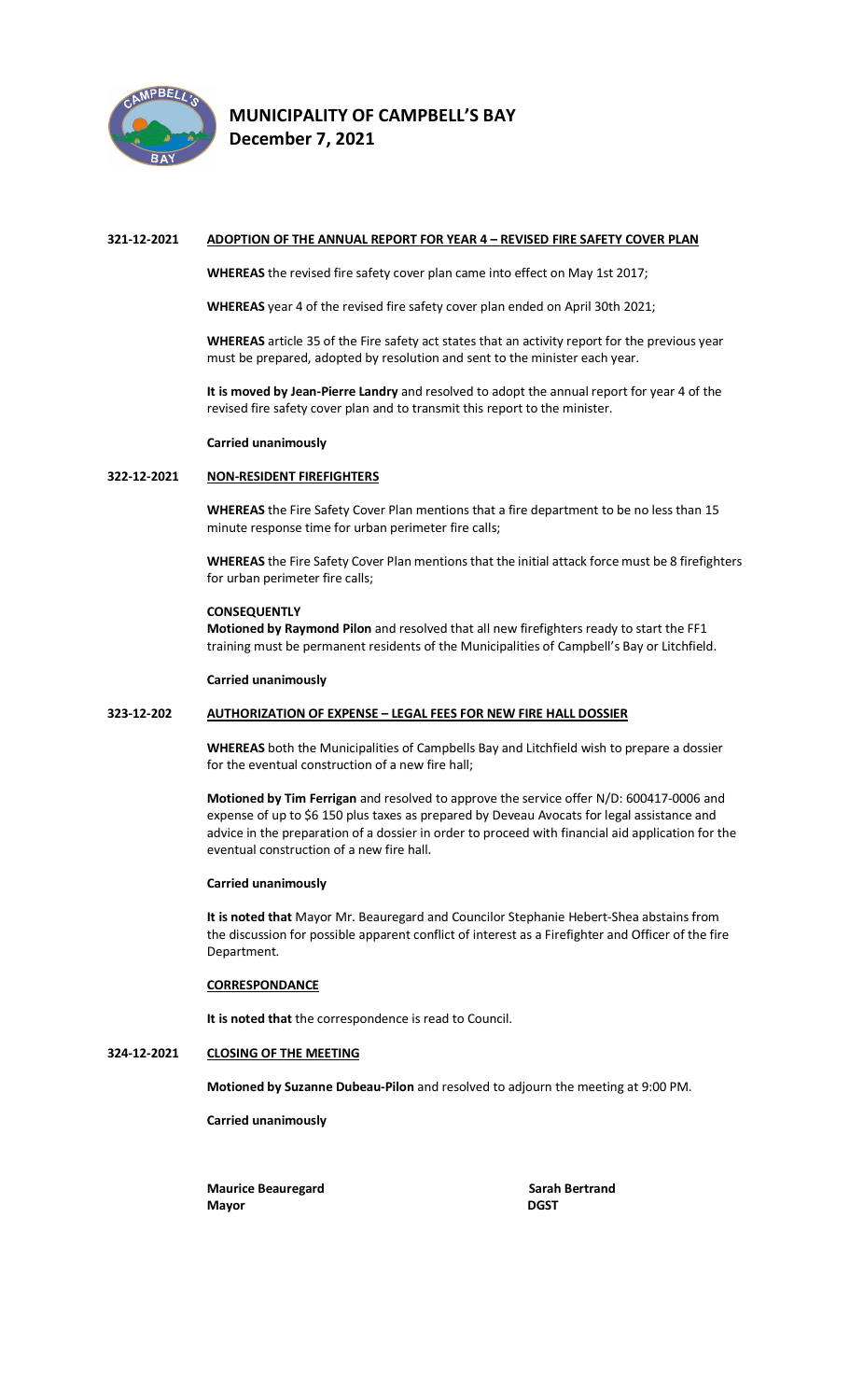# MUNICIPALITY OF CAMPBELL'S BAY
## December 7, 2021

**321-12-2021** **ADOPTION OF THE ANNUAL REPORT FOR YEAR 4 – REVISED FIRE SAFETY COVER PLAN**

**WHEREAS** the revised fire safety cover plan came into effect on May 1st 2017;

**WHEREAS** year 4 of the revised fire safety cover plan ended on April 30th 2021;

**WHEREAS** article 35 of the Fire safety act states that an activity report for the previous year must be prepared, adopted by resolution and sent to the minister each year.

**It is moved by Jean-Pierre Landry** and resolved to adopt the annual report for year 4 of the revised fire safety cover plan and to transmit this report to the minister.

**Carried unanimously**

**322-12-2021** **NON-RESIDENT FIREFIGHTERS**

**WHEREAS** the Fire Safety Cover Plan mentions that a fire department to be no less than 15 minute response time for urban perimeter fire calls;

**WHEREAS** the Fire Safety Cover Plan mentions that the initial attack force must be 8 firefighters for urban perimeter fire calls;

**CONSEQUENTLY**
**Motioned by Raymond Pilon** and resolved that all new firefighters ready to start the FF1 training must be permanent residents of the Municipalities of Campbell's Bay or Litchfield.

**Carried unanimously**

**323-12-202** **AUTHORIZATION OF EXPENSE – LEGAL FEES FOR NEW FIRE HALL DOSSIER**

**WHEREAS** both the Municipalities of Campbells Bay and Litchfield wish to prepare a dossier for the eventual construction of a new fire hall;

**Motioned by Tim Ferrigan** and resolved to approve the service offer N/D: 600417-0006 and expense of up to $6 150 plus taxes as prepared by Deveau Avocats for legal assistance and advice in the preparation of a dossier in order to proceed with financial aid application for the eventual construction of a new fire hall.

**Carried unanimously**

**It is noted that** Mayor Mr. Beauregard and Councilor Stephanie Hebert-Shea abstains from the discussion for possible apparent conflict of interest as a Firefighter and Officer of the fire Department.

**CORRESPONDANCE**

**It is noted that** the correspondence is read to Council.

**324-12-2021** **CLOSING OF THE MEETING**

**Motioned by Suzanne Dubeau-Pilon** and resolved to adjourn the meeting at 9:00 PM.

**Carried unanimously**

**Maurice Beauregard** — **Mayor**

**Sarah Bertrand** — **DGST**